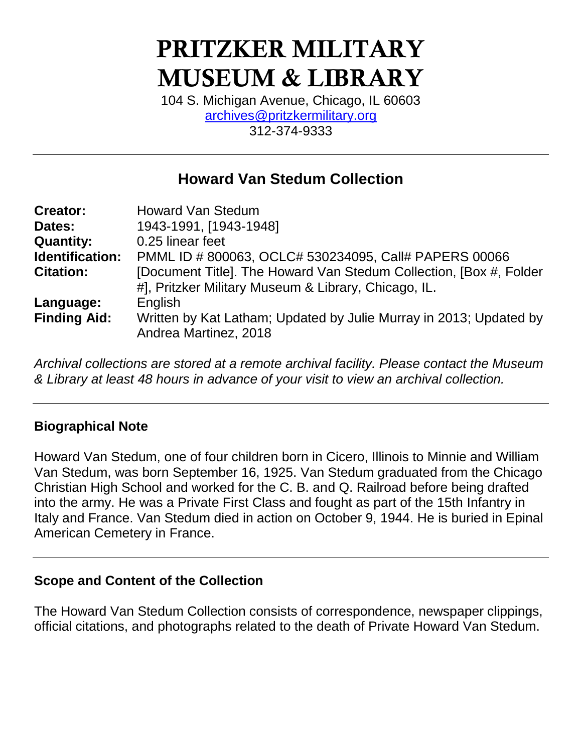# PRITZKER MILITARY MUSEUM & LIBRARY

104 S. Michigan Avenue, Chicago, IL 60603
archives@pritzkermilitary.org
312-374-9333

---

## Howard Van Stedum Collection

| | |
|---|---|
| **Creator:** | Howard Van Stedum |
| **Dates:** | 1943-1991, [1943-1948] |
| **Quantity:** | 0.25 linear feet |
| **Identification:** | PMML ID # 800063, OCLC# 530234095, Call# PAPERS 00066 |
| **Citation:** | [Document Title]. The Howard Van Stedum Collection, [Box #, Folder #], Pritzker Military Museum & Library, Chicago, IL. |
| **Language:** | English |
| **Finding Aid:** | Written by Kat Latham; Updated by Julie Murray in 2013; Updated by Andrea Martinez, 2018 |

*Archival collections are stored at a remote archival facility. Please contact the Museum & Library at least 48 hours in advance of your visit to view an archival collection.*

---

### Biographical Note

Howard Van Stedum, one of four children born in Cicero, Illinois to Minnie and William Van Stedum, was born September 16, 1925. Van Stedum graduated from the Chicago Christian High School and worked for the C. B. and Q. Railroad before being drafted into the army. He was a Private First Class and fought as part of the 15th Infantry in Italy and France. Van Stedum died in action on October 9, 1944. He is buried in Epinal American Cemetery in France.

---

### Scope and Content of the Collection

The Howard Van Stedum Collection consists of correspondence, newspaper clippings, official citations, and photographs related to the death of Private Howard Van Stedum.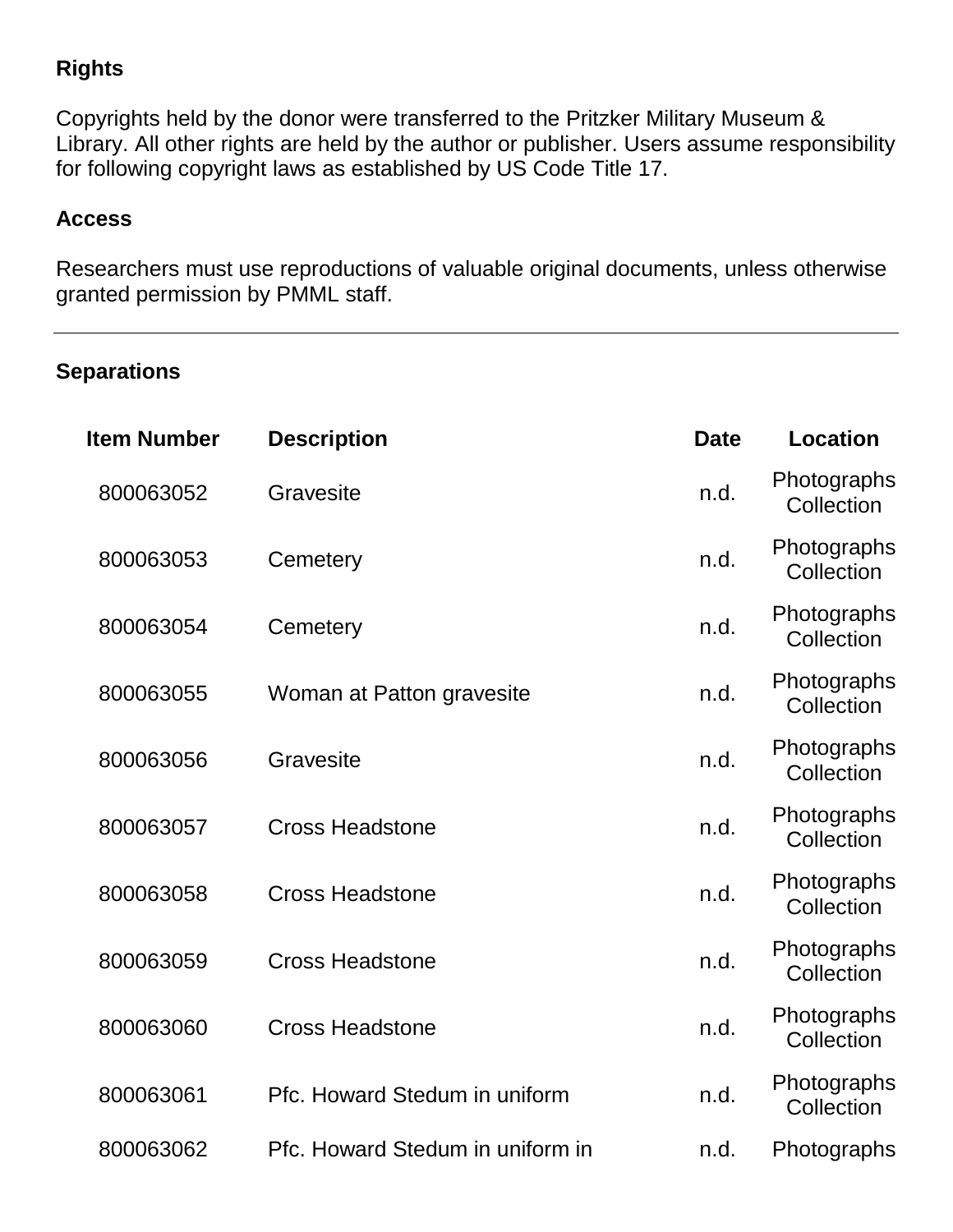### Rights

Copyrights held by the donor were transferred to the Pritzker Military Museum & Library. All other rights are held by the author or publisher. Users assume responsibility for following copyright laws as established by US Code Title 17.

### Access

Researchers must use reproductions of valuable original documents, unless otherwise granted permission by PMML staff.

---

### Separations

| Item Number | Description | Date | Location |
|---|---|---|---|
| 800063052 | Gravesite | n.d. | Photographs Collection |
| 800063053 | Cemetery | n.d. | Photographs Collection |
| 800063054 | Cemetery | n.d. | Photographs Collection |
| 800063055 | Woman at Patton gravesite | n.d. | Photographs Collection |
| 800063056 | Gravesite | n.d. | Photographs Collection |
| 800063057 | Cross Headstone | n.d. | Photographs Collection |
| 800063058 | Cross Headstone | n.d. | Photographs Collection |
| 800063059 | Cross Headstone | n.d. | Photographs Collection |
| 800063060 | Cross Headstone | n.d. | Photographs Collection |
| 800063061 | Pfc. Howard Stedum in uniform | n.d. | Photographs Collection |
| 800063062 | Pfc. Howard Stedum in uniform in | n.d. | Photographs |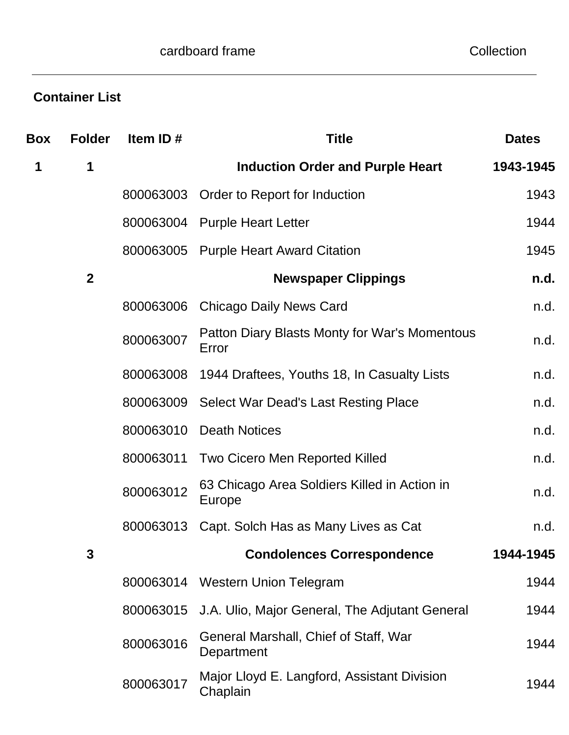## Container List

| Box | Folder | Item ID # | Title | Dates |
|---|---|---|---|---|
| **1** | **1** | | **Induction Order and Purple Heart** | **1943-1945** |
| | | 800063003 | Order to Report for Induction | 1943 |
| | | 800063004 | Purple Heart Letter | 1944 |
| | | 800063005 | Purple Heart Award Citation | 1945 |
| | **2** | | **Newspaper Clippings** | **n.d.** |
| | | 800063006 | Chicago Daily News Card | n.d. |
| | | 800063007 | Patton Diary Blasts Monty for War's Momentous Error | n.d. |
| | | 800063008 | 1944 Draftees, Youths 18, In Casualty Lists | n.d. |
| | | 800063009 | Select War Dead's Last Resting Place | n.d. |
| | | 800063010 | Death Notices | n.d. |
| | | 800063011 | Two Cicero Men Reported Killed | n.d. |
| | | 800063012 | 63 Chicago Area Soldiers Killed in Action in Europe | n.d. |
| | | 800063013 | Capt. Solch Has as Many Lives as Cat | n.d. |
| | **3** | | **Condolences Correspondence** | **1944-1945** |
| | | 800063014 | Western Union Telegram | 1944 |
| | | 800063015 | J.A. Ulio, Major General, The Adjutant General | 1944 |
| | | 800063016 | General Marshall, Chief of Staff, War Department | 1944 |
| | | 800063017 | Major Lloyd E. Langford, Assistant Division Chaplain | 1944 |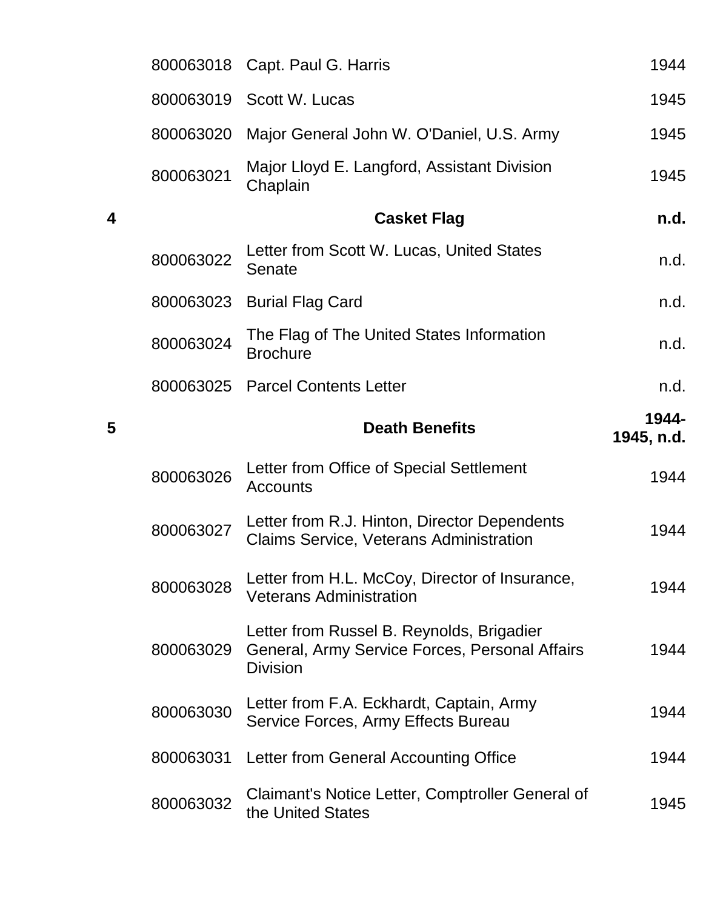| | | | |
|---|---|---|---|
| | 800063018 | Capt. Paul G. Harris | 1944 |
| | 800063019 | Scott W. Lucas | 1945 |
| | 800063020 | Major General John W. O'Daniel, U.S. Army | 1945 |
| | 800063021 | Major Lloyd E. Langford, Assistant Division Chaplain | 1945 |
| **4** | | **Casket Flag** | **n.d.** |
| | 800063022 | Letter from Scott W. Lucas, United States Senate | n.d. |
| | 800063023 | Burial Flag Card | n.d. |
| | 800063024 | The Flag of The United States Information Brochure | n.d. |
| | 800063025 | Parcel Contents Letter | n.d. |
| **5** | | **Death Benefits** | **1944-1945, n.d.** |
| | 800063026 | Letter from Office of Special Settlement Accounts | 1944 |
| | 800063027 | Letter from R.J. Hinton, Director Dependents Claims Service, Veterans Administration | 1944 |
| | 800063028 | Letter from H.L. McCoy, Director of Insurance, Veterans Administration | 1944 |
| | 800063029 | Letter from Russel B. Reynolds, Brigadier General, Army Service Forces, Personal Affairs Division | 1944 |
| | 800063030 | Letter from F.A. Eckhardt, Captain, Army Service Forces, Army Effects Bureau | 1944 |
| | 800063031 | Letter from General Accounting Office | 1944 |
| | 800063032 | Claimant's Notice Letter, Comptroller General of the United States | 1945 |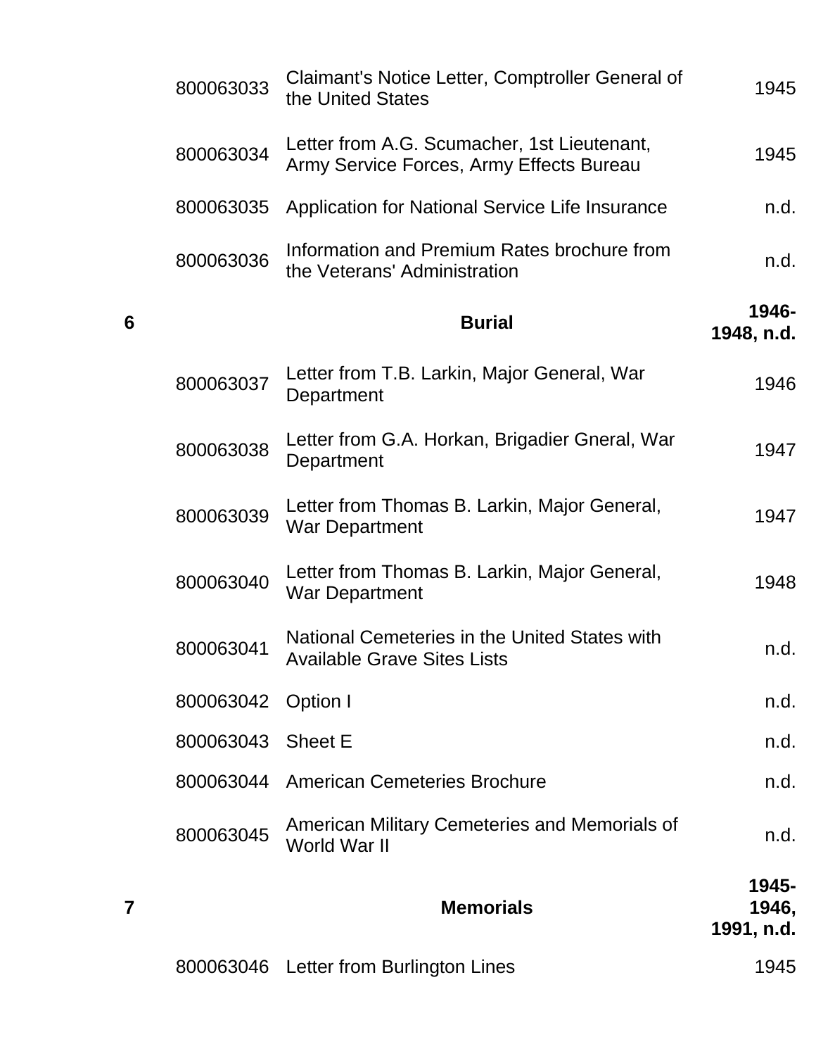| Folder | ID | Title | Date |
|---|---|---|---|
| | 800063033 | Claimant's Notice Letter, Comptroller General of the United States | 1945 |
| | 800063034 | Letter from A.G. Scumacher, 1st Lieutenant, Army Service Forces, Army Effects Bureau | 1945 |
| | 800063035 | Application for National Service Life Insurance | n.d. |
| | 800063036 | Information and Premium Rates brochure from the Veterans' Administration | n.d. |
| **6** | | **Burial** | **1946-1948, n.d.** |
| | 800063037 | Letter from T.B. Larkin, Major General, War Department | 1946 |
| | 800063038 | Letter from G.A. Horkan, Brigadier Gneral, War Department | 1947 |
| | 800063039 | Letter from Thomas B. Larkin, Major General, War Department | 1947 |
| | 800063040 | Letter from Thomas B. Larkin, Major General, War Department | 1948 |
| | 800063041 | National Cemeteries in the United States with Available Grave Sites Lists | n.d. |
| | 800063042 | Option I | n.d. |
| | 800063043 | Sheet E | n.d. |
| | 800063044 | American Cemeteries Brochure | n.d. |
| | 800063045 | American Military Cemeteries and Memorials of World War II | n.d. |
| **7** | | **Memorials** | **1945-1946, 1991, n.d.** |
| | 800063046 | Letter from Burlington Lines | 1945 |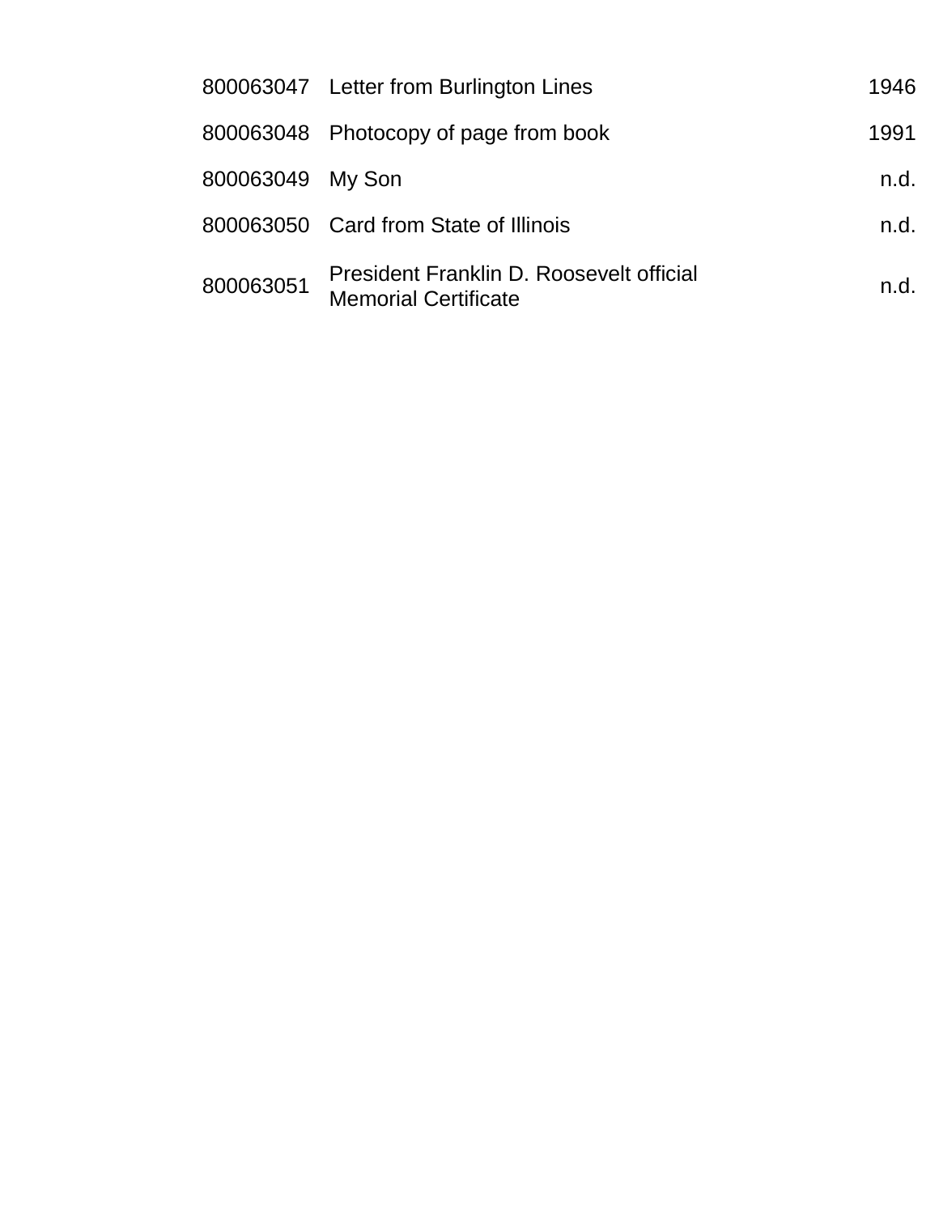| | | |
|---|---|---|
| 800063047 | Letter from Burlington Lines | 1946 |
| 800063048 | Photocopy of page from book | 1991 |
| 800063049 | My Son | n.d. |
| 800063050 | Card from State of Illinois | n.d. |
| 800063051 | President Franklin D. Roosevelt official Memorial Certificate | n.d. |